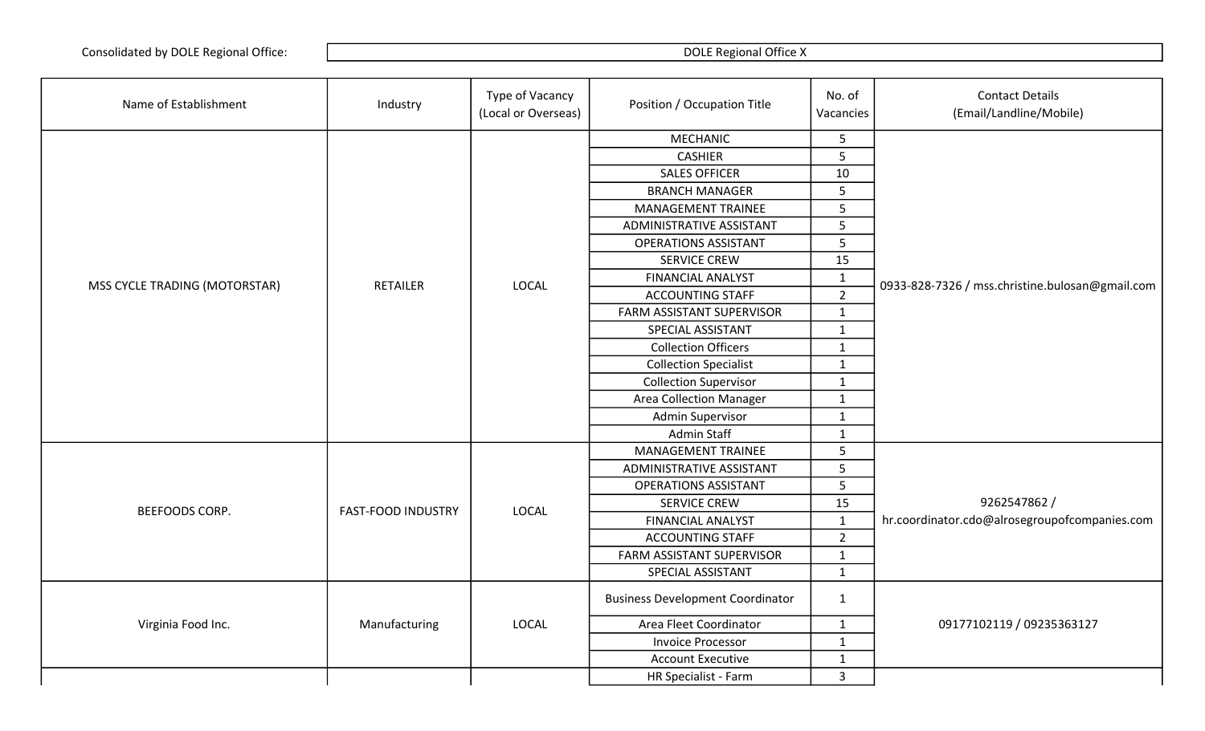Consolidated by DOLE Regional Office: DOLE Regional Office X

| Name of Establishment | Industry | Type of Vacancy (Local or Overseas) | Position / Occupation Title | No. of Vacancies | Contact Details (Email/Landline/Mobile) |
|---|---|---|---|---|---|
| MSS CYCLE TRADING (MOTORSTAR) | RETAILER | LOCAL | MECHANIC | 5 | 0933-828-7326 / mss.christine.bulosan@gmail.com |
| | | | CASHIER | 5 | |
| | | | SALES OFFICER | 10 | |
| | | | BRANCH MANAGER | 5 | |
| | | | MANAGEMENT TRAINEE | 5 | |
| | | | ADMINISTRATIVE ASSISTANT | 5 | |
| | | | OPERATIONS ASSISTANT | 5 | |
| | | | SERVICE CREW | 15 | |
| | | | FINANCIAL ANALYST | 1 | |
| | | | ACCOUNTING STAFF | 2 | |
| | | | FARM ASSISTANT SUPERVISOR | 1 | |
| | | | SPECIAL ASSISTANT | 1 | |
| | | | Collection Officers | 1 | |
| | | | Collection Specialist | 1 | |
| | | | Collection Supervisor | 1 | |
| | | | Area Collection Manager | 1 | |
| | | | Admin Supervisor | 1 | |
| | | | Admin Staff | 1 | |
| BEEFOODS CORP. | FAST-FOOD INDUSTRY | LOCAL | MANAGEMENT TRAINEE | 5 | 9262547862 / hr.coordinator.cdo@alrosegroupofcompanies.com |
| | | | ADMINISTRATIVE ASSISTANT | 5 | |
| | | | OPERATIONS ASSISTANT | 5 | |
| | | | SERVICE CREW | 15 | |
| | | | FINANCIAL ANALYST | 1 | |
| | | | ACCOUNTING STAFF | 2 | |
| | | | FARM ASSISTANT SUPERVISOR | 1 | |
| | | | SPECIAL ASSISTANT | 1 | |
| Virginia Food Inc. | Manufacturing | LOCAL | Business Development Coordinator | 1 | 09177102119 / 09235363127 |
| | | | Area Fleet Coordinator | 1 | |
| | | | Invoice Processor | 1 | |
| | | | Account Executive | 1 | |
| | | | HR Specialist - Farm | 3 | |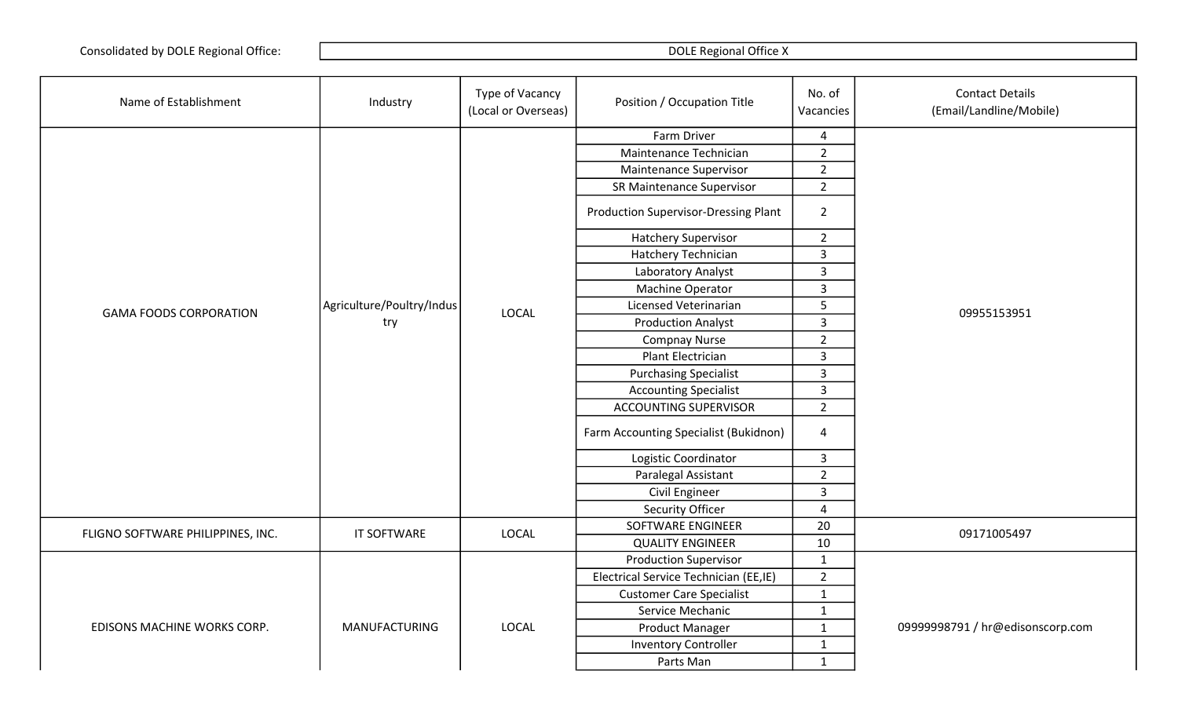Consolidated by DOLE Regional Office: DOLE Regional Office X

| Name of Establishment | Industry | Type of Vacancy (Local or Overseas) | Position / Occupation Title | No. of Vacancies | Contact Details (Email/Landline/Mobile) |
|---|---|---|---|---|---|
| GAMA FOODS CORPORATION | Agriculture/Poultry/Industry | LOCAL | Farm Driver | 4 | 09955153951 |
| | | | Maintenance Technician | 2 | |
| | | | Maintenance Supervisor | 2 | |
| | | | SR Maintenance Supervisor | 2 | |
| | | | Production Supervisor-Dressing Plant | 2 | |
| | | | Hatchery Supervisor | 2 | |
| | | | Hatchery Technician | 3 | |
| | | | Laboratory Analyst | 3 | |
| | | | Machine Operator | 3 | |
| | | | Licensed Veterinarian | 5 | |
| | | | Production Analyst | 3 | |
| | | | Compnay Nurse | 2 | |
| | | | Plant Electrician | 3 | |
| | | | Purchasing Specialist | 3 | |
| | | | Accounting Specialist | 3 | |
| | | | ACCOUNTING SUPERVISOR | 2 | |
| | | | Farm Accounting Specialist (Bukidnon) | 4 | |
| | | | Logistic Coordinator | 3 | |
| | | | Paralegal Assistant | 2 | |
| | | | Civil Engineer | 3 | |
| | | | Security Officer | 4 | |
| FLIGNO SOFTWARE PHILIPPINES, INC. | IT SOFTWARE | LOCAL | SOFTWARE ENGINEER | 20 | 09171005497 |
| | | | QUALITY ENGINEER | 10 | |
| EDISONS MACHINE WORKS CORP. | MANUFACTURING | LOCAL | Production Supervisor | 1 | 09999998791 / hr@edisonscorp.com |
| | | | Electrical Service Technician (EE,IE) | 2 | |
| | | | Customer Care Specialist | 1 | |
| | | | Service Mechanic | 1 | |
| | | | Product Manager | 1 | |
| | | | Inventory Controller | 1 | |
| | | | Parts Man | 1 | |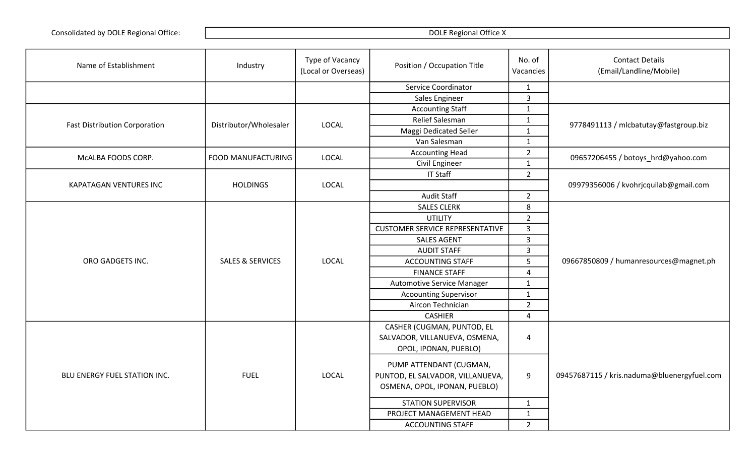| Consolidated by DOLE Regional Office: | DOLE Regional Office X |
|---|---|

| Name of Establishment | Industry | Type of Vacancy (Local or Overseas) | Position / Occupation Title | No. of Vacancies | Contact Details (Email/Landline/Mobile) |
|---|---|---|---|---|---|
| | | | Service Coordinator | 1 | |
| | | | Sales Engineer | 3 | |
| Fast Distribution Corporation | Distributor/Wholesaler | LOCAL | Accounting Staff | 1 | 9778491113 / mlcbatutay@fastgroup.biz |
| | | | Relief Salesman | 1 | |
| | | | Maggi Dedicated Seller | 1 | |
| | | | Van Salesman | 1 | |
| McALBA FOODS CORP. | FOOD MANUFACTURING | LOCAL | Accounting Head | 2 | 09657206455 / botoys_hrd@yahoo.com |
| | | | Civil Engineer | 1 | |
| KAPATAGAN VENTURES INC | HOLDINGS | LOCAL | IT Staff | 2 | 09979356006 / kvohrjcquilab@gmail.com |
| | | | | | |
| | | | Audit Staff | 2 | |
| ORO GADGETS INC. | SALES & SERVICES | LOCAL | SALES CLERK | 8 | 09667850809 / humanresources@magnet.ph |
| | | | UTILITY | 2 | |
| | | | CUSTOMER SERVICE REPRESENTATIVE | 3 | |
| | | | SALES AGENT | 3 | |
| | | | AUDIT STAFF | 3 | |
| | | | ACCOUNTING STAFF | 5 | |
| | | | FINANCE STAFF | 4 | |
| | | | Automotive Service Manager | 1 | |
| | | | Acoounting Supervisor | 1 | |
| | | | Aircon Technician | 2 | |
| | | | CASHIER | 4 | |
| BLU ENERGY FUEL STATION INC. | FUEL | LOCAL | CASHER (CUGMAN, PUNTOD, EL SALVADOR, VILLANUEVA, OSMENA, OPOL, IPONAN, PUEBLO) | 4 | 09457687115 / kris.naduma@bluenergyfuel.com |
| | | | PUMP ATTENDANT (CUGMAN, PUNTOD, EL SALVADOR, VILLANUEVA, OSMENA, OPOL, IPONAN, PUEBLO) | 9 | |
| | | | STATION SUPERVISOR | 1 | |
| | | | PROJECT MANAGEMENT HEAD | 1 | |
| | | | ACCOUNTING STAFF | 2 | |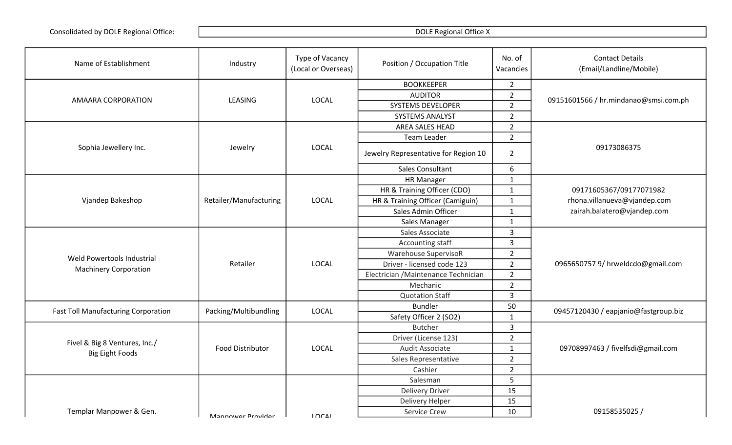Consolidated by DOLE Regional Office: DOLE Regional Office X

| Name of Establishment | Industry | Type of Vacancy (Local or Overseas) | Position / Occupation Title | No. of Vacancies | Contact Details (Email/Landline/Mobile) |
|---|---|---|---|---|---|
| AMAARA CORPORATION | LEASING | LOCAL | BOOKKEEPER | 2 | 09151601566 / hr.mindanao@smsi.com.ph |
| | | | AUDITOR | 2 | |
| | | | SYSTEMS DEVELOPER | 2 | |
| | | | SYSTEMS ANALYST | 2 | |
| Sophia Jewellery Inc. | Jewelry | LOCAL | AREA SALES HEAD | 2 | 09173086375 |
| | | | Team Leader | 2 | |
| | | | Jewelry Representative for Region 10 | 2 | |
| | | | Sales Consultant | 6 | |
| Vjandep Bakeshop | Retailer/Manufacturing | LOCAL | HR Manager | 1 | 09171605367/09177071982 rhona.villanueva@vjandep.com zairah.balatero@vjandep.com |
| | | | HR & Training Officer (CDO) | 1 | |
| | | | HR & Training Officer (Camiguin) | 1 | |
| | | | Sales Admin Officer | 1 | |
| | | | Sales Manager | 1 | |
| Weld Powertools Industrial Machinery Corporation | Retailer | LOCAL | Sales Associate | 3 | 0965650757 9/ hrweldcdo@gmail.com |
| | | | Accounting staff | 3 | |
| | | | Warehouse SupervisoR | 2 | |
| | | | Driver - licensed code 123 | 2 | |
| | | | Electrician /Maintenance Technician | 2 | |
| | | | Mechanic | 2 | |
| | | | Quotation Staff | 3 | |
| Fast Toll Manufacturing Corporation | Packing/Multibundling | LOCAL | Bundler | 50 | 09457120430 / eapjanio@fastgroup.biz |
| | | | Safety Officer 2 (SO2) | 1 | |
| Fivel & Big 8 Ventures, Inc./ Big Eight Foods | Food Distributor | LOCAL | Butcher | 3 | 09708997463 / fivelfsdi@gmail.com |
| | | | Driver (License 123) | 2 | |
| | | | Audit Associate | 1 | |
| | | | Sales Representative | 2 | |
| | | | Cashier | 2 | |
| Templar Manpower & Gen. | Manpower Provider | LOCAL | Salesman | 5 | 09158535025 / |
| | | | Delivery Driver | 15 | |
| | | | Delivery Helper | 15 | |
| | | | Service Crew | 10 | |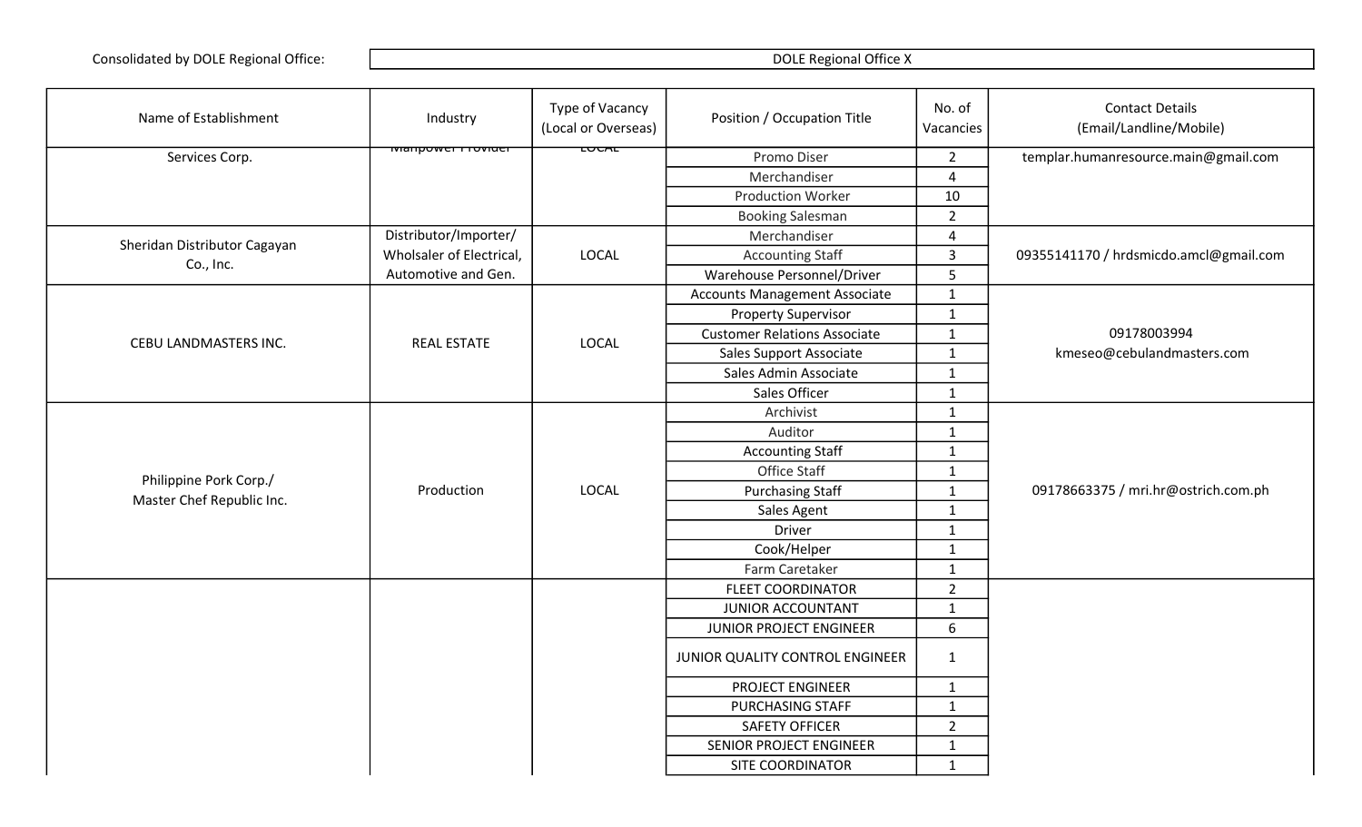Consolidated by DOLE Regional Office: DOLE Regional Office X

| Name of Establishment | Industry | Type of Vacancy (Local or Overseas) | Position / Occupation Title | No. of Vacancies | Contact Details (Email/Landline/Mobile) |
|---|---|---|---|---|---|
| Services Corp. | Manpower Provider | LOCAL | Promo Diser | 2 | templar.humanresource.main@gmail.com |
| | | | Merchandiser | 4 | |
| | | | Production Worker | 10 | |
| | | | Booking Salesman | 2 | |
| Sheridan Distributor Cagayan Co., Inc. | Distributor/Importer/ Wholsaler of Electrical, Automotive and Gen. | LOCAL | Merchandiser | 4 | 09355141170 / hrdsmicdo.amcl@gmail.com |
| | | | Accounting Staff | 3 | |
| | | | Warehouse Personnel/Driver | 5 | |
| CEBU LANDMASTERS INC. | REAL ESTATE | LOCAL | Accounts Management Associate | 1 | 09178003994 kmeseo@cebulandmasters.com |
| | | | Property Supervisor | 1 | |
| | | | Customer Relations Associate | 1 | |
| | | | Sales Support Associate | 1 | |
| | | | Sales Admin Associate | 1 | |
| | | | Sales Officer | 1 | |
| Philippine Pork Corp./ Master Chef Republic Inc. | Production | LOCAL | Archivist | 1 | 09178663375 / mri.hr@ostrich.com.ph |
| | | | Auditor | 1 | |
| | | | Accounting Staff | 1 | |
| | | | Office Staff | 1 | |
| | | | Purchasing Staff | 1 | |
| | | | Sales Agent | 1 | |
| | | | Driver | 1 | |
| | | | Cook/Helper | 1 | |
| | | | Farm Caretaker | 1 | |
| | | | FLEET COORDINATOR | 2 | |
| | | | JUNIOR ACCOUNTANT | 1 | |
| | | | JUNIOR PROJECT ENGINEER | 6 | |
| | | | JUNIOR QUALITY CONTROL ENGINEER | 1 | |
| | | | PROJECT ENGINEER | 1 | |
| | | | PURCHASING STAFF | 1 | |
| | | | SAFETY OFFICER | 2 | |
| | | | SENIOR PROJECT ENGINEER | 1 | |
| | | | SITE COORDINATOR | 1 | |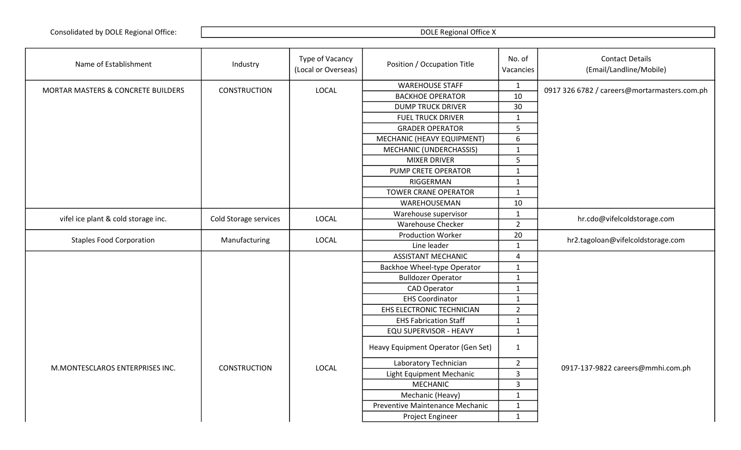| Consolidated by DOLE Regional Office: | DOLE Regional Office X |
|---|---|

| Name of Establishment | Industry | Type of Vacancy (Local or Overseas) | Position / Occupation Title | No. of Vacancies | Contact Details (Email/Landline/Mobile) |
|---|---|---|---|---|---|
| MORTAR MASTERS & CONCRETE BUILDERS | CONSTRUCTION | LOCAL | WAREHOUSE STAFF | 1 | 0917 326 6782 / careers@mortarmasters.com.ph |
| | | | BACKHOE OPERATOR | 10 | |
| | | | DUMP TRUCK DRIVER | 30 | |
| | | | FUEL TRUCK DRIVER | 1 | |
| | | | GRADER OPERATOR | 5 | |
| | | | MECHANIC (HEAVY EQUIPMENT) | 6 | |
| | | | MECHANIC (UNDERCHASSIS) | 1 | |
| | | | MIXER DRIVER | 5 | |
| | | | PUMP CRETE OPERATOR | 1 | |
| | | | RIGGERMAN | 1 | |
| | | | TOWER CRANE OPERATOR | 1 | |
| | | | WAREHOUSEMAN | 10 | |
| vifel ice plant & cold storage inc. | Cold Storage services | LOCAL | Warehouse supervisor | 1 | hr.cdo@vifelcoldstorage.com |
| | | | Warehouse Checker | 2 | |
| Staples Food Corporation | Manufacturing | LOCAL | Production Worker | 20 | hr2.tagoloan@vifelcoldstorage.com |
| | | | Line leader | 1 | |
| M.MONTESCLAROS ENTERPRISES INC. | CONSTRUCTION | LOCAL | ASSISTANT MECHANIC | 4 | 0917-137-9822 careers@mmhi.com.ph |
| | | | Backhoe Wheel-type Operator | 1 | |
| | | | Bulldozer Operator | 1 | |
| | | | CAD Operator | 1 | |
| | | | EHS Coordinator | 1 | |
| | | | EHS ELECTRONIC TECHNICIAN | 2 | |
| | | | EHS Fabrication Staff | 1 | |
| | | | EQU SUPERVISOR - HEAVY | 1 | |
| | | | Heavy Equipment Operator (Gen Set) | 1 | |
| | | | Laboratory Technician | 2 | |
| | | | Light Equipment Mechanic | 3 | |
| | | | MECHANIC | 3 | |
| | | | Mechanic (Heavy) | 1 | |
| | | | Preventive Maintenance Mechanic | 1 | |
| | | | Project Engineer | 1 | |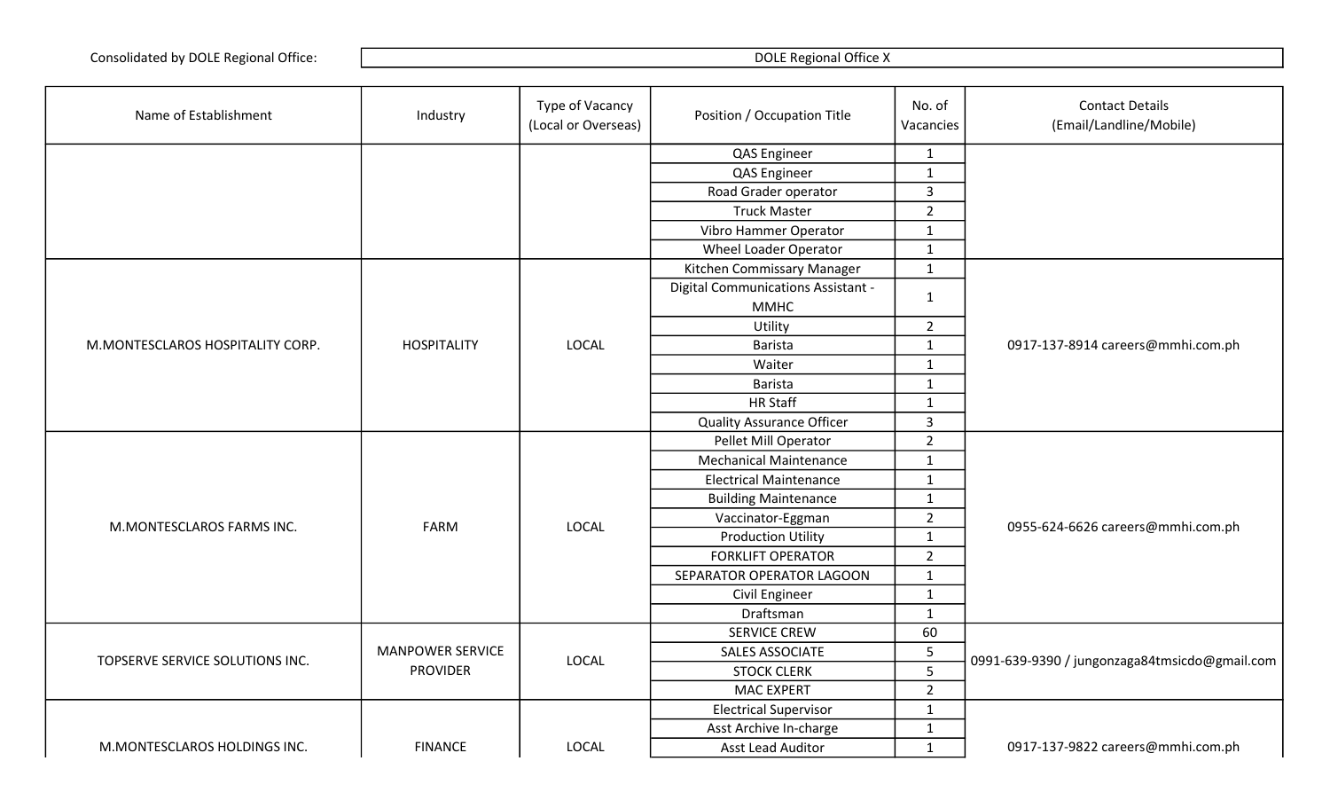Consolidated by DOLE Regional Office: DOLE Regional Office X

| Name of Establishment | Industry | Type of Vacancy (Local or Overseas) | Position / Occupation Title | No. of Vacancies | Contact Details (Email/Landline/Mobile) |
|---|---|---|---|---|---|
| | | | QAS Engineer | 1 | |
| | | | QAS Engineer | 1 | |
| | | | Road Grader operator | 3 | |
| | | | Truck Master | 2 | |
| | | | Vibro Hammer Operator | 1 | |
| | | | Wheel Loader Operator | 1 | |
| M.MONTESCLAROS HOSPITALITY CORP. | HOSPITALITY | LOCAL | Kitchen Commissary Manager | 1 | 0917-137-8914 careers@mmhi.com.ph |
| | | | Digital Communications Assistant - MMHC | 1 | |
| | | | Utility | 2 | |
| | | | Barista | 1 | |
| | | | Waiter | 1 | |
| | | | Barista | 1 | |
| | | | HR Staff | 1 | |
| | | | Quality Assurance Officer | 3 | |
| M.MONTESCLAROS FARMS INC. | FARM | LOCAL | Pellet Mill Operator | 2 | 0955-624-6626 careers@mmhi.com.ph |
| | | | Mechanical Maintenance | 1 | |
| | | | Electrical Maintenance | 1 | |
| | | | Building Maintenance | 1 | |
| | | | Vaccinator-Eggman | 2 | |
| | | | Production Utility | 1 | |
| | | | FORKLIFT OPERATOR | 2 | |
| | | | SEPARATOR OPERATOR LAGOON | 1 | |
| | | | Civil Engineer | 1 | |
| | | | Draftsman | 1 | |
| TOPSERVE SERVICE SOLUTIONS INC. | MANPOWER SERVICE PROVIDER | LOCAL | SERVICE CREW | 60 | 0991-639-9390 / jungonzaga84tmsicdo@gmail.com |
| | | | SALES ASSOCIATE | 5 | |
| | | | STOCK CLERK | 5 | |
| | | | MAC EXPERT | 2 | |
| M.MONTESCLAROS HOLDINGS INC. | FINANCE | LOCAL | Electrical Supervisor | 1 | 0917-137-9822 careers@mmhi.com.ph |
| | | | Asst Archive In-charge | 1 | |
| | | | Asst Lead Auditor | 1 | |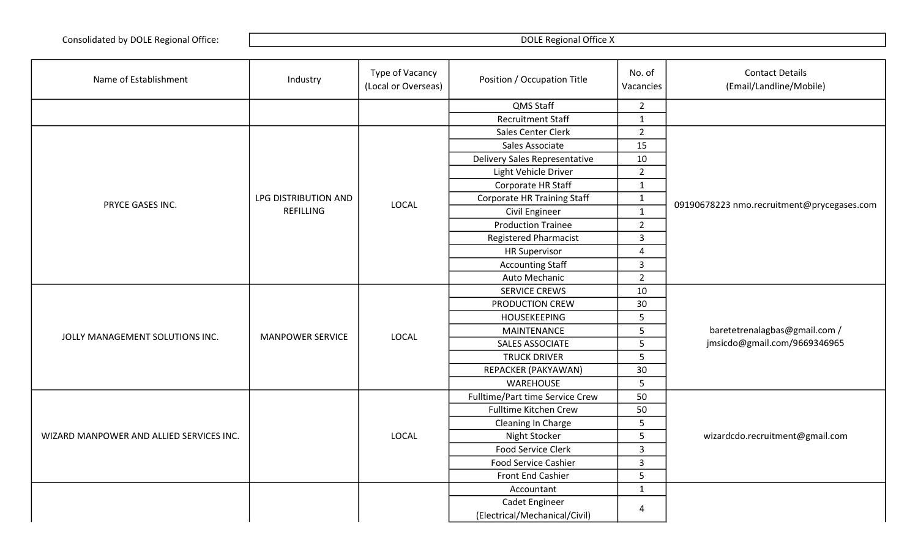Consolidated by DOLE Regional Office: DOLE Regional Office X

| Name of Establishment | Industry | Type of Vacancy (Local or Overseas) | Position / Occupation Title | No. of Vacancies | Contact Details (Email/Landline/Mobile) |
|---|---|---|---|---|---|
| | | | QMS Staff | 2 | |
| | | | Recruitment Staff | 1 | |
| PRYCE GASES INC. | LPG DISTRIBUTION AND REFILLING | LOCAL | Sales Center Clerk | 2 | 09190678223 nmo.recruitment@prycegases.com |
| | | | Sales Associate | 15 | |
| | | | Delivery Sales Representative | 10 | |
| | | | Light Vehicle Driver | 2 | |
| | | | Corporate HR Staff | 1 | |
| | | | Corporate HR Training Staff | 1 | |
| | | | Civil Engineer | 1 | |
| | | | Production Trainee | 2 | |
| | | | Registered Pharmacist | 3 | |
| | | | HR Supervisor | 4 | |
| | | | Accounting Staff | 3 | |
| | | | Auto Mechanic | 2 | |
| JOLLY MANAGEMENT SOLUTIONS INC. | MANPOWER SERVICE | LOCAL | SERVICE CREWS | 10 | baretetrenalagbas@gmail.com / jmsicdo@gmail.com/9669346965 |
| | | | PRODUCTION CREW | 30 | |
| | | | HOUSEKEEPING | 5 | |
| | | | MAINTENANCE | 5 | |
| | | | SALES ASSOCIATE | 5 | |
| | | | TRUCK DRIVER | 5 | |
| | | | REPACKER (PAKYAWAN) | 30 | |
| | | | WAREHOUSE | 5 | |
| WIZARD MANPOWER AND ALLIED SERVICES INC. | | LOCAL | Fulltime/Part time Service Crew | 50 | wizardcdo.recruitment@gmail.com |
| | | | Fulltime Kitchen Crew | 50 | |
| | | | Cleaning In Charge | 5 | |
| | | | Night Stocker | 5 | |
| | | | Food Service Clerk | 3 | |
| | | | Food Service Cashier | 3 | |
| | | | Front End Cashier | 5 | |
| | | | Accountant | 1 | |
| | | | Cadet Engineer (Electrical/Mechanical/Civil) | 4 | |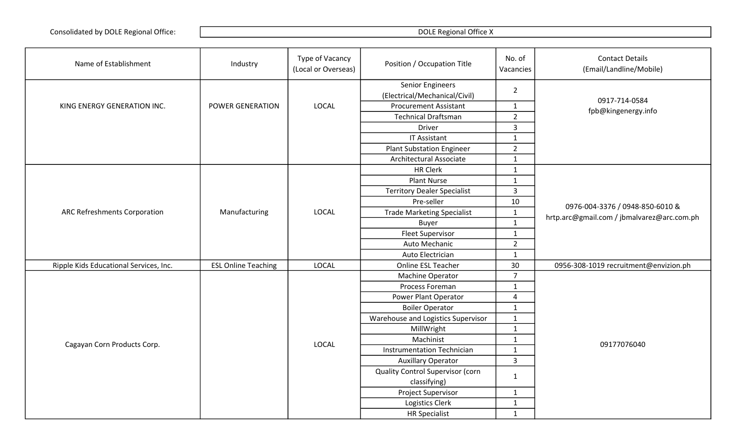| Consolidated by DOLE Regional Office: | DOLE Regional Office X |
|---|---|

| Name of Establishment | Industry | Type of Vacancy (Local or Overseas) | Position / Occupation Title | No. of Vacancies | Contact Details (Email/Landline/Mobile) |
|---|---|---|---|---|---|
| KING ENERGY GENERATION INC. | POWER GENERATION | LOCAL | Senior Engineers (Electrical/Mechanical/Civil) | 2 | 0917-714-0584 fpb@kingenergy.info |
| | | | Procurement Assistant | 1 | |
| | | | Technical Draftsman | 2 | |
| | | | Driver | 3 | |
| | | | IT Assistant | 1 | |
| | | | Plant Substation Engineer | 2 | |
| | | | Architectural Associate | 1 | |
| ARC Refreshments Corporation | Manufacturing | LOCAL | HR Clerk | 1 | 0976-004-3376 / 0948-850-6010 & hrtp.arc@gmail.com / jbmalvarez@arc.com.ph |
| | | | Plant Nurse | 1 | |
| | | | Territory Dealer Specialist | 3 | |
| | | | Pre-seller | 10 | |
| | | | Trade Marketing Specialist | 1 | |
| | | | Buyer | 1 | |
| | | | Fleet Supervisor | 1 | |
| | | | Auto Mechanic | 2 | |
| | | | Auto Electrician | 1 | |
| Ripple Kids Educational Services, Inc. | ESL Online Teaching | LOCAL | Online ESL Teacher | 30 | 0956-308-1019 recruitment@envizion.ph |
| Cagayan Corn Products Corp. | | LOCAL | Machine Operator | 7 | 09177076040 |
| | | | Process Foreman | 1 | |
| | | | Power Plant Operator | 4 | |
| | | | Boiler Operator | 1 | |
| | | | Warehouse and Logistics Supervisor | 1 | |
| | | | MillWright | 1 | |
| | | | Machinist | 1 | |
| | | | Instrumentation Technician | 1 | |
| | | | Auxillary Operator | 3 | |
| | | | Quality Control Supervisor (corn classifying) | 1 | |
| | | | Project Supervisor | 1 | |
| | | | Logistics Clerk | 1 | |
| | | | HR Specialist | 1 | |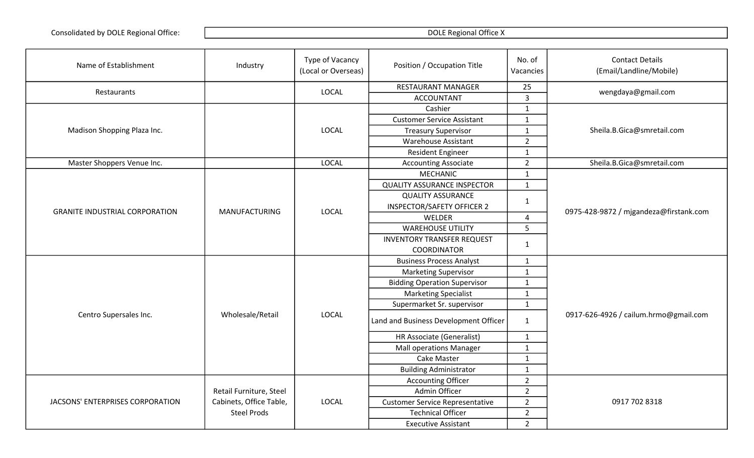Consolidated by DOLE Regional Office: DOLE Regional Office X

| Name of Establishment | Industry | Type of Vacancy (Local or Overseas) | Position / Occupation Title | No. of Vacancies | Contact Details (Email/Landline/Mobile) |
|---|---|---|---|---|---|
| Restaurants | | LOCAL | RESTAURANT MANAGER | 25 | wengdaya@gmail.com |
| | | | ACCOUNTANT | 3 | |
| Madison Shopping Plaza Inc. | | LOCAL | Cashier | 1 | Sheila.B.Gica@smretail.com |
| | | | Customer Service Assistant | 1 | |
| | | | Treasury Supervisor | 1 | |
| | | | Warehouse Assistant | 2 | |
| | | | Resident Engineer | 1 | |
| Master Shoppers Venue Inc. | | LOCAL | Accounting Associate | 2 | Sheila.B.Gica@smretail.com |
| GRANITE INDUSTRIAL CORPORATION | MANUFACTURING | LOCAL | MECHANIC | 1 | 0975-428-9872 / mjgandeza@firstank.com |
| | | | QUALITY ASSURANCE INSPECTOR | 1 | |
| | | | QUALITY ASSURANCE INSPECTOR/SAFETY OFFICER 2 | 1 | |
| | | | WELDER | 4 | |
| | | | WAREHOUSE UTILITY | 5 | |
| | | | INVENTORY TRANSFER REQUEST COORDINATOR | 1 | |
| Centro Supersales Inc. | Wholesale/Retail | LOCAL | Business Process Analyst | 1 | 0917-626-4926 / cailum.hrmo@gmail.com |
| | | | Marketing Supervisor | 1 | |
| | | | Bidding Operation Supervisor | 1 | |
| | | | Marketing Specialist | 1 | |
| | | | Supermarket Sr. supervisor | 1 | |
| | | | Land and Business Development Officer | 1 | |
| | | | HR Associate (Generalist) | 1 | |
| | | | Mall operations Manager | 1 | |
| | | | Cake Master | 1 | |
| | | | Building Administrator | 1 | |
| JACSONS' ENTERPRISES CORPORATION | Retail Furniture, Steel Cabinets, Office Table, Steel Prods | LOCAL | Accounting Officer | 2 | 0917 702 8318 |
| | | | Admin Officer | 2 | |
| | | | Customer Service Representative | 2 | |
| | | | Technical Officer | 2 | |
| | | | Executive Assistant | 2 | |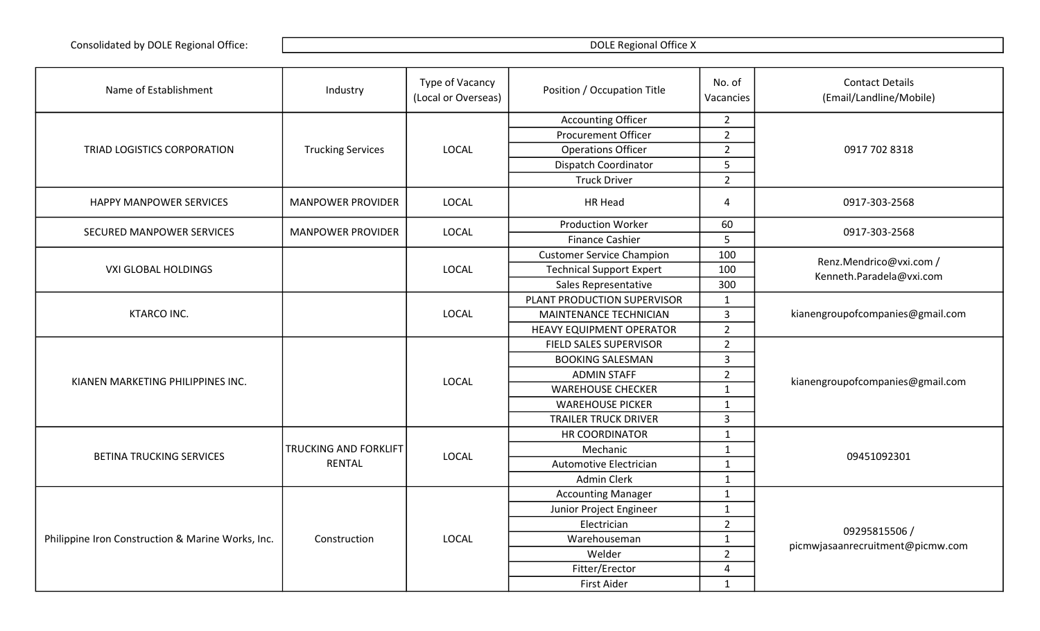| Consolidated by DOLE Regional Office: | DOLE Regional Office X |
|---|---|

| Name of Establishment | Industry | Type of Vacancy (Local or Overseas) | Position / Occupation Title | No. of Vacancies | Contact Details (Email/Landline/Mobile) |
|---|---|---|---|---|---|
| TRIAD LOGISTICS CORPORATION | Trucking Services | LOCAL | Accounting Officer | 2 | 0917 702 8318 |
| | | | Procurement Officer | 2 | |
| | | | Operations Officer | 2 | |
| | | | Dispatch Coordinator | 5 | |
| | | | Truck Driver | 2 | |
| HAPPY MANPOWER SERVICES | MANPOWER PROVIDER | LOCAL | HR Head | 4 | 0917-303-2568 |
| SECURED MANPOWER SERVICES | MANPOWER PROVIDER | LOCAL | Production Worker | 60 | 0917-303-2568 |
| | | | Finance Cashier | 5 | |
| VXI GLOBAL HOLDINGS | | LOCAL | Customer Service Champion | 100 | Renz.Mendrico@vxi.com / Kenneth.Paradela@vxi.com |
| | | | Technical Support Expert | 100 | |
| | | | Sales Representative | 300 | |
| KTARCO INC. | | LOCAL | PLANT PRODUCTION SUPERVISOR | 1 | kianengroupofcompanies@gmail.com |
| | | | MAINTENANCE TECHNICIAN | 3 | |
| | | | HEAVY EQUIPMENT OPERATOR | 2 | |
| KIANEN MARKETING PHILIPPINES INC. | | LOCAL | FIELD SALES SUPERVISOR | 2 | kianengroupofcompanies@gmail.com |
| | | | BOOKING SALESMAN | 3 | |
| | | | ADMIN STAFF | 2 | |
| | | | WAREHOUSE CHECKER | 1 | |
| | | | WAREHOUSE PICKER | 1 | |
| | | | TRAILER TRUCK DRIVER | 3 | |
| BETINA TRUCKING SERVICES | TRUCKING AND FORKLIFT RENTAL | LOCAL | HR COORDINATOR | 1 | 09451092301 |
| | | | Mechanic | 1 | |
| | | | Automotive Electrician | 1 | |
| | | | Admin Clerk | 1 | |
| Philippine Iron Construction & Marine Works, Inc. | Construction | LOCAL | Accounting Manager | 1 | 09295815506 / picmwjasaanrecruitment@picmw.com |
| | | | Junior Project Engineer | 1 | |
| | | | Electrician | 2 | |
| | | | Warehouseman | 1 | |
| | | | Welder | 2 | |
| | | | Fitter/Erector | 4 | |
| | | | First Aider | 1 | |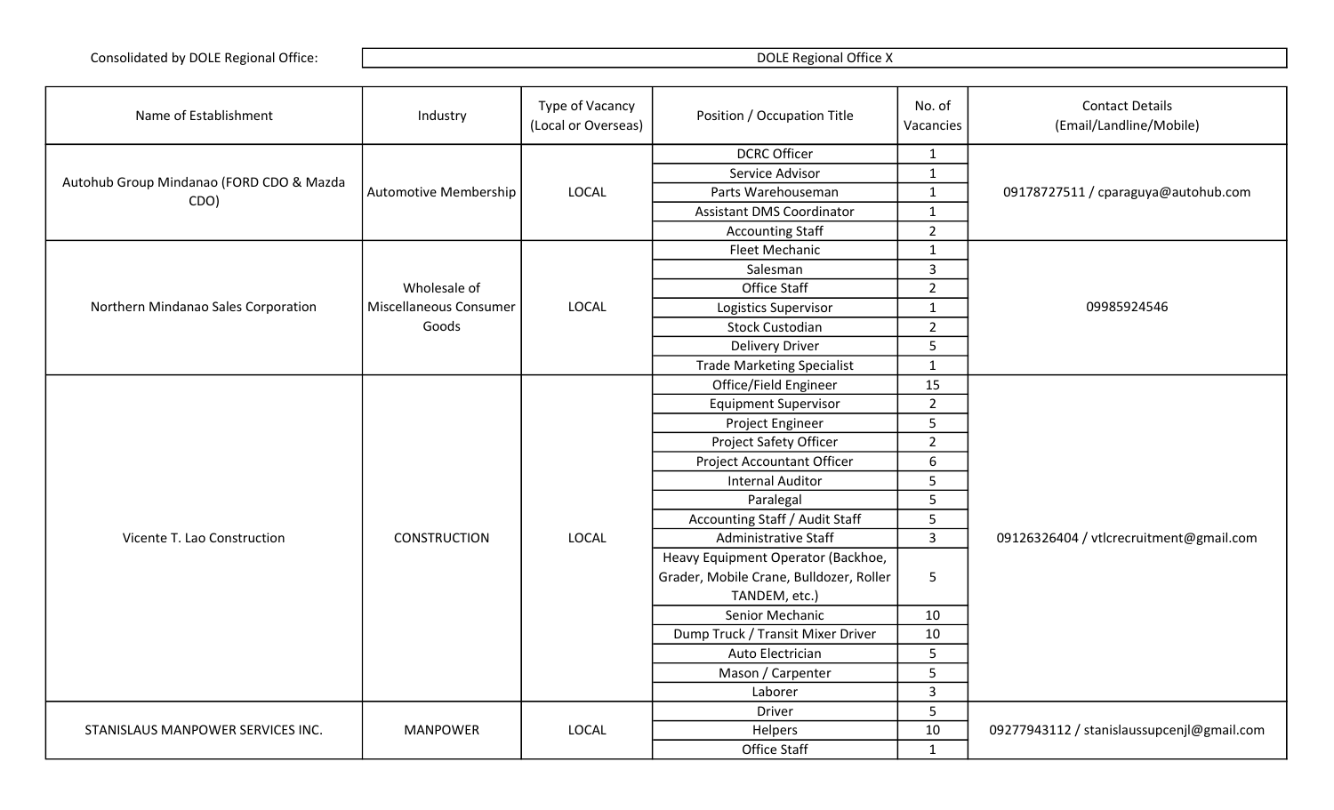| Consolidated by DOLE Regional Office: | DOLE Regional Office X |
|---|---|

| Name of Establishment | Industry | Type of Vacancy (Local or Overseas) | Position / Occupation Title | No. of Vacancies | Contact Details (Email/Landline/Mobile) |
|---|---|---|---|---|---|
| Autohub Group Mindanao (FORD CDO & Mazda CDO) | Automotive Membership | LOCAL | DCRC Officer | 1 | 09178727511 / cparaguya@autohub.com |
| | | | Service Advisor | 1 | |
| | | | Parts Warehouseman | 1 | |
| | | | Assistant DMS Coordinator | 1 | |
| | | | Accounting Staff | 2 | |
| Northern Mindanao Sales Corporation | Wholesale of Miscellaneous Consumer Goods | LOCAL | Fleet Mechanic | 1 | 09985924546 |
| | | | Salesman | 3 | |
| | | | Office Staff | 2 | |
| | | | Logistics Supervisor | 1 | |
| | | | Stock Custodian | 2 | |
| | | | Delivery Driver | 5 | |
| | | | Trade Marketing Specialist | 1 | |
| Vicente T. Lao Construction | CONSTRUCTION | LOCAL | Office/Field Engineer | 15 | 09126326404 / vtlcrecruitment@gmail.com |
| | | | Equipment Supervisor | 2 | |
| | | | Project Engineer | 5 | |
| | | | Project Safety Officer | 2 | |
| | | | Project Accountant Officer | 6 | |
| | | | Internal Auditor | 5 | |
| | | | Paralegal | 5 | |
| | | | Accounting Staff / Audit Staff | 5 | |
| | | | Administrative Staff | 3 | |
| | | | Heavy Equipment Operator (Backhoe, Grader, Mobile Crane, Bulldozer, Roller TANDEM, etc.) | 5 | |
| | | | Senior Mechanic | 10 | |
| | | | Dump Truck / Transit Mixer Driver | 10 | |
| | | | Auto Electrician | 5 | |
| | | | Mason / Carpenter | 5 | |
| | | | Laborer | 3 | |
| STANISLAUS MANPOWER SERVICES INC. | MANPOWER | LOCAL | Driver | 5 | 09277943112 / stanislaussupcenjl@gmail.com |
| | | | Helpers | 10 | |
| | | | Office Staff | 1 | |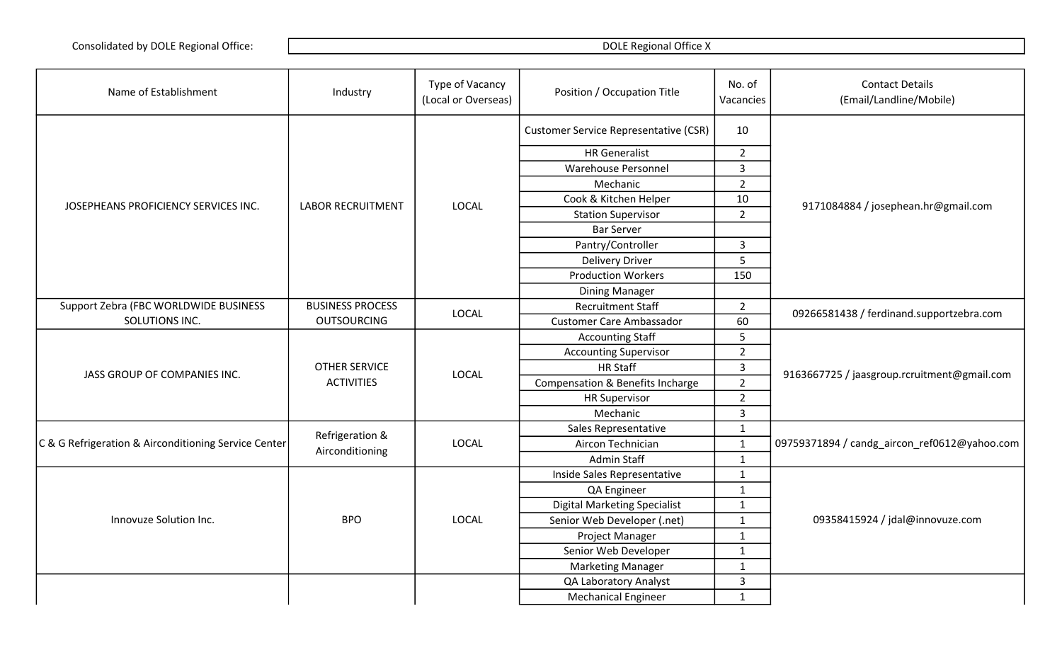Consolidated by DOLE Regional Office: DOLE Regional Office X

| Name of Establishment | Industry | Type of Vacancy (Local or Overseas) | Position / Occupation Title | No. of Vacancies | Contact Details (Email/Landline/Mobile) |
|---|---|---|---|---|---|
| JOSEPHEANS PROFICIENCY SERVICES INC. | LABOR RECRUITMENT | LOCAL | Customer Service Representative (CSR) | 10 | 9171084884 / josephean.hr@gmail.com |
| | | | HR Generalist | 2 | |
| | | | Warehouse Personnel | 3 | |
| | | | Mechanic | 2 | |
| | | | Cook & Kitchen Helper | 10 | |
| | | | Station Supervisor | 2 | |
| | | | Bar Server | | |
| | | | Pantry/Controller | 3 | |
| | | | Delivery Driver | 5 | |
| | | | Production Workers | 150 | |
| | | | Dining Manager | | |
| Support Zebra (FBC WORLDWIDE BUSINESS SOLUTIONS INC. | BUSINESS PROCESS OUTSOURCING | LOCAL | Recruitment Staff | 2 | 09266581438 / ferdinand.supportzebra.com |
| | | | Customer Care Ambassador | 60 | |
| JASS GROUP OF COMPANIES INC. | OTHER SERVICE ACTIVITIES | LOCAL | Accounting Staff | 5 | 9163667725 / jaasgroup.rcruitment@gmail.com |
| | | | Accounting Supervisor | 2 | |
| | | | HR Staff | 3 | |
| | | | Compensation & Benefits Incharge | 2 | |
| | | | HR Supervisor | 2 | |
| | | | Mechanic | 3 | |
| C & G Refrigeration & Airconditioning Service Center | Refrigeration & Airconditioning | LOCAL | Sales Representative | 1 | 09759371894 / candg_aircon_ref0612@yahoo.com |
| | | | Aircon Technician | 1 | |
| | | | Admin Staff | 1 | |
| Innovuze Solution Inc. | BPO | LOCAL | Inside Sales Representative | 1 | 09358415924 / jdal@innovuze.com |
| | | | QA Engineer | 1 | |
| | | | Digital Marketing Specialist | 1 | |
| | | | Senior Web Developer (.net) | 1 | |
| | | | Project Manager | 1 | |
| | | | Senior Web Developer | 1 | |
| | | | Marketing Manager | 1 | |
| | | | QA Laboratory Analyst | 3 | |
| | | | Mechanical Engineer | 1 | |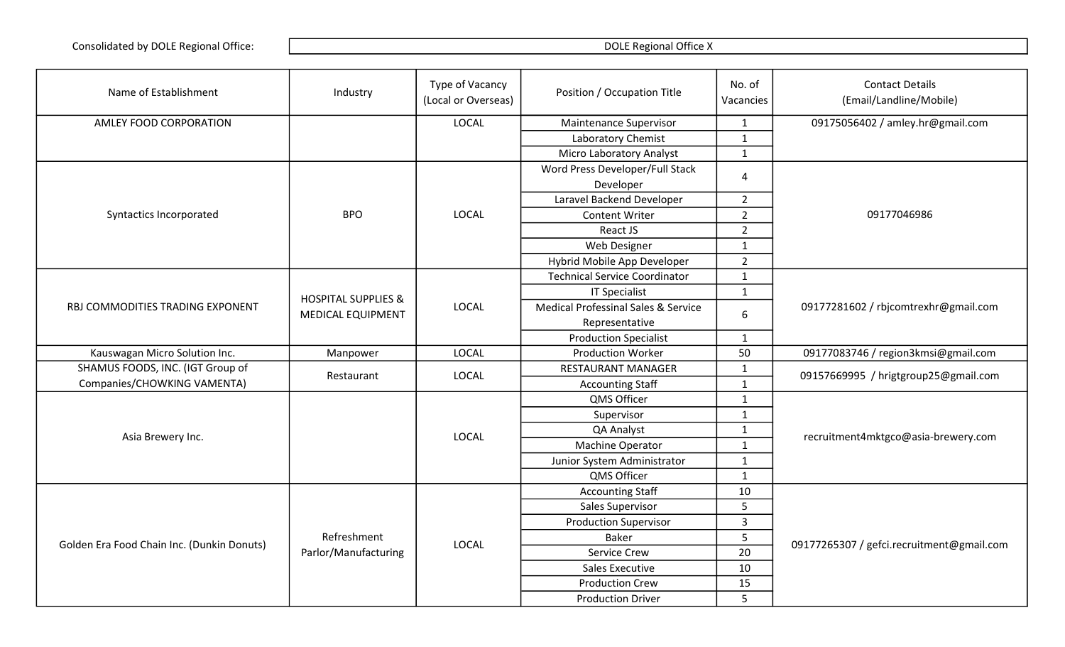| Consolidated by DOLE Regional Office: | DOLE Regional Office X |
|---|---|

| Name of Establishment | Industry | Type of Vacancy (Local or Overseas) | Position / Occupation Title | No. of Vacancies | Contact Details (Email/Landline/Mobile) |
|---|---|---|---|---|---|
| AMLEY FOOD CORPORATION | | LOCAL | Maintenance Supervisor | 1 | 09175056402 / amley.hr@gmail.com |
| | | | Laboratory Chemist | 1 | |
| | | | Micro Laboratory Analyst | 1 | |
| Syntactics Incorporated | BPO | LOCAL | Word Press Developer/Full Stack Developer | 4 | 09177046986 |
| | | | Laravel Backend Developer | 2 | |
| | | | Content Writer | 2 | |
| | | | React JS | 2 | |
| | | | Web Designer | 1 | |
| | | | Hybrid Mobile App Developer | 2 | |
| RBJ COMMODITIES TRADING EXPONENT | HOSPITAL SUPPLIES & MEDICAL EQUIPMENT | LOCAL | Technical Service Coordinator | 1 | 09177281602 / rbjcomtrexhr@gmail.com |
| | | | IT Specialist | 1 | |
| | | | Medical Professinal Sales & Service Representative | 6 | |
| | | | Production Specialist | 1 | |
| Kauswagan Micro Solution Inc. | Manpower | LOCAL | Production Worker | 50 | 09177083746 / region3kmsi@gmail.com |
| SHAMUS FOODS, INC. (IGT Group of Companies/CHOWKING VAMENTA) | Restaurant | LOCAL | RESTAURANT MANAGER | 1 | 09157669995 / hrigtgroup25@gmail.com |
| | | | Accounting Staff | 1 | |
| Asia Brewery Inc. | | LOCAL | QMS Officer | 1 | recruitment4mktgco@asia-brewery.com |
| | | | Supervisor | 1 | |
| | | | QA Analyst | 1 | |
| | | | Machine Operator | 1 | |
| | | | Junior System Administrator | 1 | |
| | | | QMS Officer | 1 | |
| Golden Era Food Chain Inc. (Dunkin Donuts) | Refreshment Parlor/Manufacturing | LOCAL | Accounting Staff | 10 | 09177265307 / gefci.recruitment@gmail.com |
| | | | Sales Supervisor | 5 | |
| | | | Production Supervisor | 3 | |
| | | | Baker | 5 | |
| | | | Service Crew | 20 | |
| | | | Sales Executive | 10 | |
| | | | Production Crew | 15 | |
| | | | Production Driver | 5 | |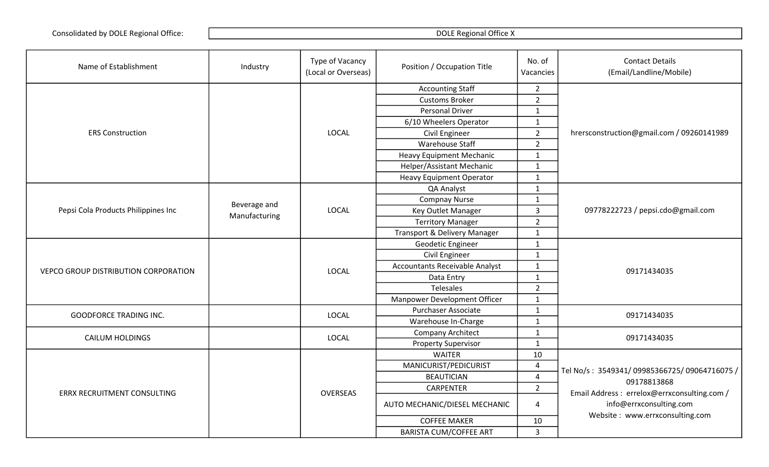| Consolidated by DOLE Regional Office: | DOLE Regional Office X |
|---|---|

| Name of Establishment | Industry | Type of Vacancy (Local or Overseas) | Position / Occupation Title | No. of Vacancies | Contact Details (Email/Landline/Mobile) |
|---|---|---|---|---|---|
| ERS Construction | | LOCAL | Accounting Staff | 2 | hrersconstruction@gmail.com / 09260141989 |
| | | | Customs Broker | 2 | |
| | | | Personal Driver | 1 | |
| | | | 6/10 Wheelers Operator | 1 | |
| | | | Civil Engineer | 2 | |
| | | | Warehouse Staff | 2 | |
| | | | Heavy Equipment Mechanic | 1 | |
| | | | Helper/Assistant Mechanic | 1 | |
| | | | Heavy Equipment Operator | 1 | |
| Pepsi Cola Products Philippines Inc | Beverage and Manufacturing | LOCAL | QA Analyst | 1 | 09778222723 / pepsi.cdo@gmail.com |
| | | | Compnay Nurse | 1 | |
| | | | Key Outlet Manager | 3 | |
| | | | Territory Manager | 2 | |
| | | | Transport & Delivery Manager | 1 | |
| VEPCO GROUP DISTRIBUTION CORPORATION | | LOCAL | Geodetic Engineer | 1 | 09171434035 |
| | | | Civil Engineer | 1 | |
| | | | Accountants Receivable Analyst | 1 | |
| | | | Data Entry | 1 | |
| | | | Telesales | 2 | |
| | | | Manpower Development Officer | 1 | |
| GOODFORCE TRADING INC. | | LOCAL | Purchaser Associate | 1 | 09171434035 |
| | | | Warehouse In-Charge | 1 | |
| CAILUM HOLDINGS | | LOCAL | Company Architect | 1 | 09171434035 |
| | | | Property Supervisor | 1 | |
| ERRX RECRUITMENT CONSULTING | | OVERSEAS | WAITER | 10 | Tel No/s : 3549341/ 09985366725/ 09064716075 / 09178813868 Email Address : errelox@errxconsulting.com / info@errxconsulting.com Website : www.errxconsulting.com |
| | | | MANICURIST/PEDICURIST | 4 | |
| | | | BEAUTICIAN | 4 | |
| | | | CARPENTER | 2 | |
| | | | AUTO MECHANIC/DIESEL MECHANIC | 4 | |
| | | | COFFEE MAKER | 10 | |
| | | | BARISTA CUM/COFFEE ART | 3 | |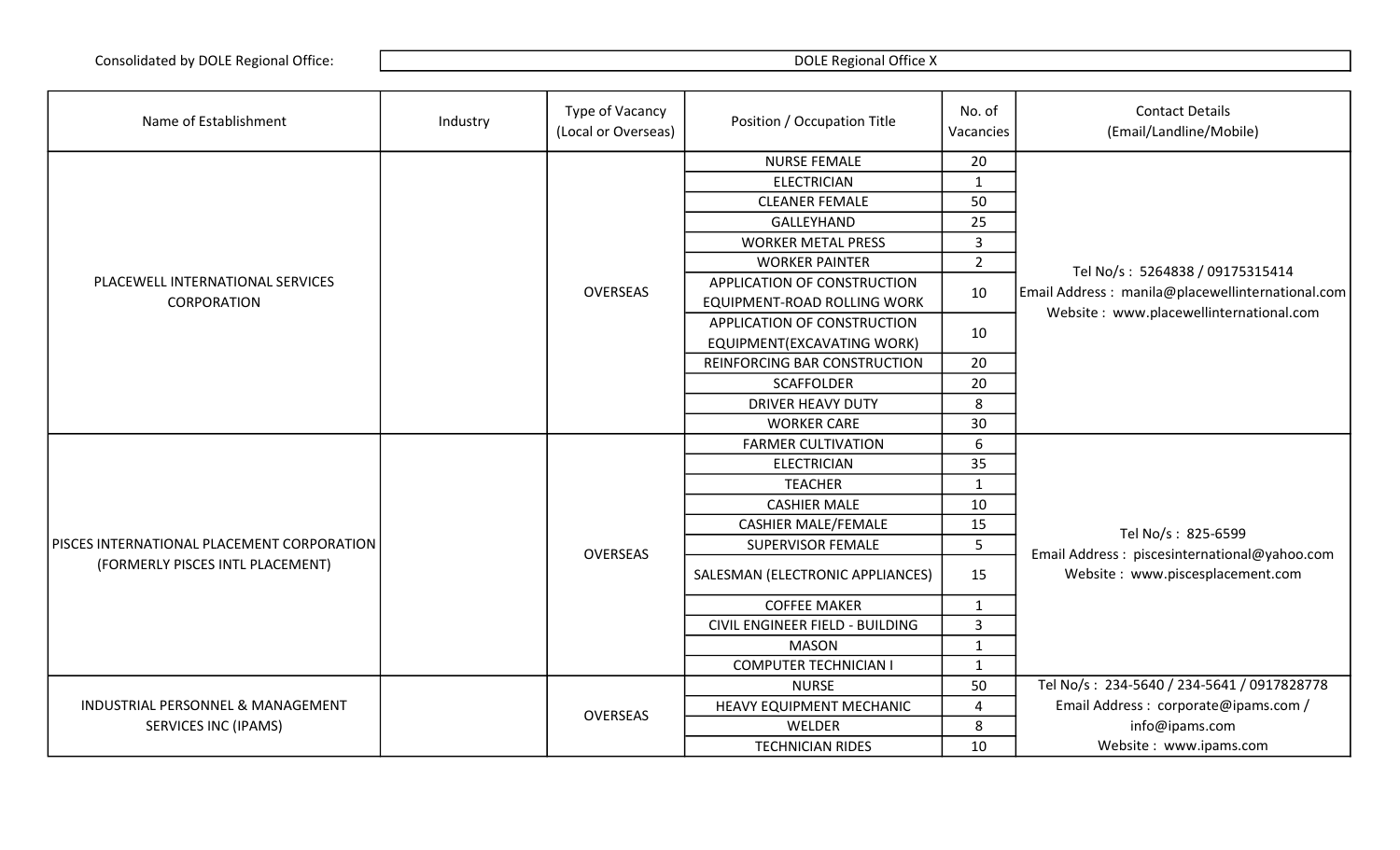| Consolidated by DOLE Regional Office: | DOLE Regional Office X |
| --- | --- |

| Name of Establishment | Industry | Type of Vacancy (Local or Overseas) | Position / Occupation Title | No. of Vacancies | Contact Details (Email/Landline/Mobile) |
| --- | --- | --- | --- | --- | --- |
| PLACEWELL INTERNATIONAL SERVICES CORPORATION | | OVERSEAS | NURSE FEMALE | 20 | Tel No/s : 5264838 / 09175315414 Email Address : manila@placewellinternational.com Website : www.placewellinternational.com |
| | | | ELECTRICIAN | 1 | |
| | | | CLEANER FEMALE | 50 | |
| | | | GALLEYHAND | 25 | |
| | | | WORKER METAL PRESS | 3 | |
| | | | WORKER PAINTER | 2 | |
| | | | APPLICATION OF CONSTRUCTION EQUIPMENT-ROAD ROLLING WORK | 10 | |
| | | | APPLICATION OF CONSTRUCTION EQUIPMENT(EXCAVATING WORK) | 10 | |
| | | | REINFORCING BAR CONSTRUCTION | 20 | |
| | | | SCAFFOLDER | 20 | |
| | | | DRIVER HEAVY DUTY | 8 | |
| | | | WORKER CARE | 30 | |
| PISCES INTERNATIONAL PLACEMENT CORPORATION (FORMERLY PISCES INTL PLACEMENT) | | OVERSEAS | FARMER CULTIVATION | 6 | Tel No/s : 825-6599 Email Address : piscesinternational@yahoo.com Website : www.piscesplacement.com |
| | | | ELECTRICIAN | 35 | |
| | | | TEACHER | 1 | |
| | | | CASHIER MALE | 10 | |
| | | | CASHIER MALE/FEMALE | 15 | |
| | | | SUPERVISOR FEMALE | 5 | |
| | | | SALESMAN (ELECTRONIC APPLIANCES) | 15 | |
| | | | COFFEE MAKER | 1 | |
| | | | CIVIL ENGINEER FIELD - BUILDING | 3 | |
| | | | MASON | 1 | |
| | | | COMPUTER TECHNICIAN I | 1 | |
| INDUSTRIAL PERSONNEL & MANAGEMENT SERVICES INC (IPAMS) | | OVERSEAS | NURSE | 50 | Tel No/s : 234-5640 / 234-5641 / 0917828778 Email Address : corporate@ipams.com / info@ipams.com Website : www.ipams.com |
| | | | HEAVY EQUIPMENT MECHANIC | 4 | |
| | | | WELDER | 8 | |
| | | | TECHNICIAN RIDES | 10 | |